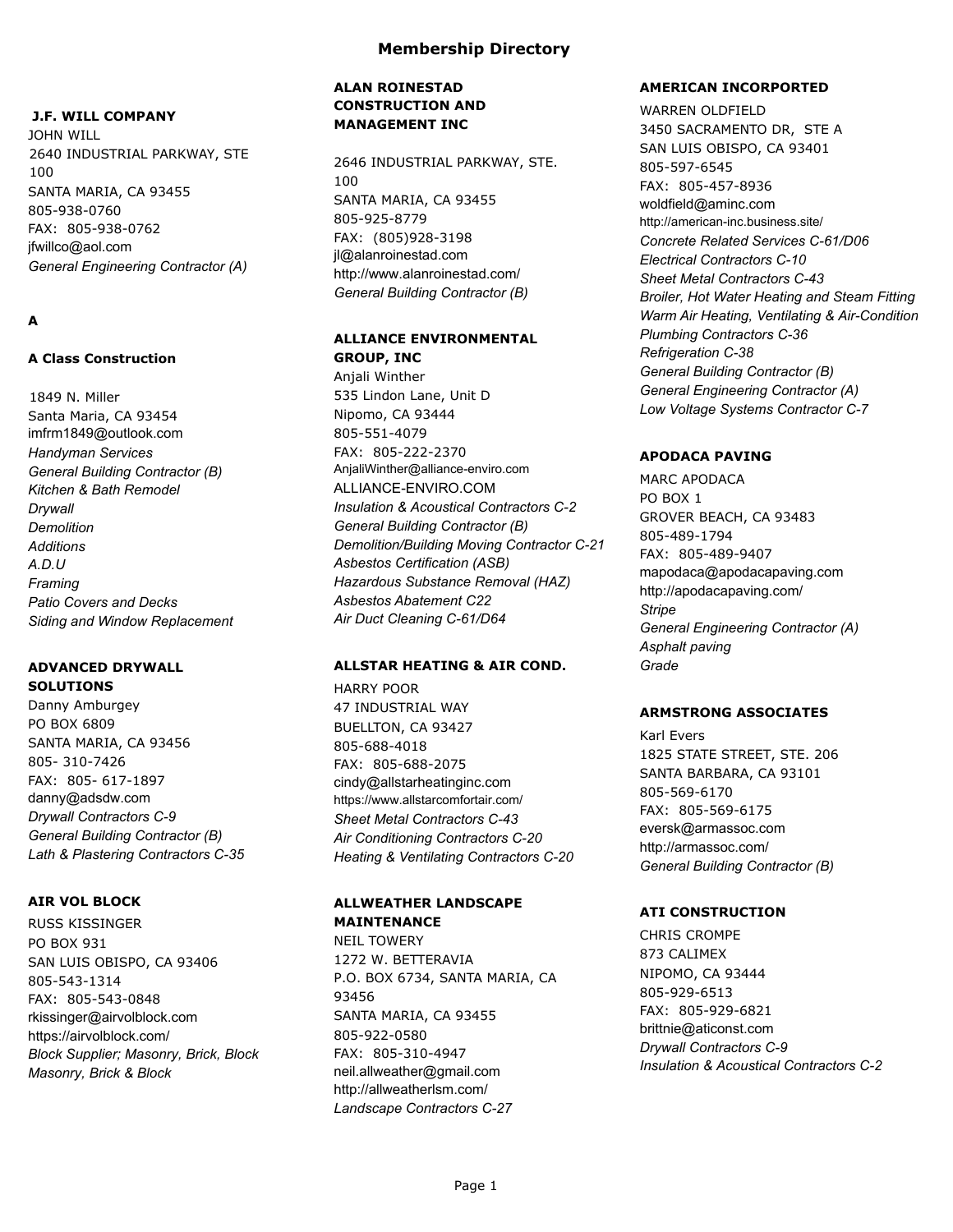# Membership Directory

### J.F. WILL COMPANY

JOHN WILL
2640 INDUSTRIAL PARKWAY, STE 100
SANTA MARIA, CA 93455
805-938-0760
FAX: 805-938-0762
jfwillco@aol.com
*General Engineering Contractor (A)*

## A

### A Class Construction

1849 N. Miller
Santa Maria, CA 93454
imfrm1849@outlook.com
*Handyman Services*
*General Building Contractor (B)*
*Kitchen & Bath Remodel*
*Drywall*
*Demolition*
*Additions*
*A.D.U*
*Framing*
*Patio Covers and Decks*
*Siding and Window Replacement*

### ADVANCED DRYWALL SOLUTIONS

Danny Amburgey
PO BOX 6809
SANTA MARIA, CA 93456
805- 310-7426
FAX: 805- 617-1897
danny@adsdw.com
*Drywall Contractors C-9*
*General Building Contractor (B)*
*Lath & Plastering Contractors C-35*

### AIR VOL BLOCK

RUSS KISSINGER
PO BOX 931
SAN LUIS OBISPO, CA 93406
805-543-1314
FAX: 805-543-0848
rkissinger@airvolblock.com
https://airvolblock.com/
*Block Supplier; Masonry, Brick, Block*
*Masonry, Brick & Block*

### ALAN ROINESTAD CONSTRUCTION AND MANAGEMENT INC

2646 INDUSTRIAL PARKWAY, STE. 100
SANTA MARIA, CA 93455
805-925-8779
FAX: (805)928-3198
jl@alanroinestad.com
http://www.alanroinestad.com/
*General Building Contractor (B)*

### ALLIANCE ENVIRONMENTAL GROUP, INC

Anjali Winther
535 Lindon Lane, Unit D
Nipomo, CA 93444
805-551-4079
FAX: 805-222-2370
AnjaliWinther@alliance-enviro.com
ALLIANCE-ENVIRO.COM
*Insulation & Acoustical Contractors C-2*
*General Building Contractor (B)*
*Demolition/Building Moving Contractor C-21*
*Asbestos Certification (ASB)*
*Hazardous Substance Removal (HAZ)*
*Asbestos Abatement C22*
*Air Duct Cleaning C-61/D64*

### ALLSTAR HEATING & AIR COND.

HARRY POOR
47 INDUSTRIAL WAY
BUELLTON, CA 93427
805-688-4018
FAX: 805-688-2075
cindy@allstarheatinginc.com
https://www.allstarcomfortair.com/
*Sheet Metal Contractors C-43*
*Air Conditioning Contractors C-20*
*Heating & Ventilating Contractors C-20*

### ALLWEATHER LANDSCAPE MAINTENANCE

NEIL TOWERY
1272 W. BETTERAVIA
P.O. BOX 6734, SANTA MARIA, CA 93456
SANTA MARIA, CA 93455
805-922-0580
FAX: 805-310-4947
neil.allweather@gmail.com
http://allweatherlsm.com/
*Landscape Contractors C-27*

### AMERICAN INCORPORTED

WARREN OLDFIELD
3450 SACRAMENTO DR, STE A
SAN LUIS OBISPO, CA 93401
805-597-6545
FAX: 805-457-8936
woldfield@aminc.com
http://american-inc.business.site/
*Concrete Related Services C-61/D06*
*Electrical Contractors C-10*
*Sheet Metal Contractors C-43*
*Broiler, Hot Water Heating and Steam Fitting*
*Warm Air Heating, Ventilating & Air-Condition*
*Plumbing Contractors C-36*
*Refrigeration C-38*
*General Building Contractor (B)*
*General Engineering Contractor (A)*
*Low Voltage Systems Contractor C-7*

### APODACA PAVING

MARC APODACA
PO BOX 1
GROVER BEACH, CA 93483
805-489-1794
FAX: 805-489-9407
mapodaca@apodacapaving.com
http://apodacapaving.com/
*Stripe*
*General Engineering Contractor (A)*
*Asphalt paving*
*Grade*

### ARMSTRONG ASSOCIATES

Karl Evers
1825 STATE STREET, STE. 206
SANTA BARBARA, CA 93101
805-569-6170
FAX: 805-569-6175
eversk@armassoc.com
http://armassoc.com/
*General Building Contractor (B)*

### ATI CONSTRUCTION

CHRIS CROMPE
873 CALIMEX
NIPOMO, CA 93444
805-929-6513
FAX: 805-929-6821
brittnie@aticonst.com
*Drywall Contractors C-9*
*Insulation & Acoustical Contractors C-2*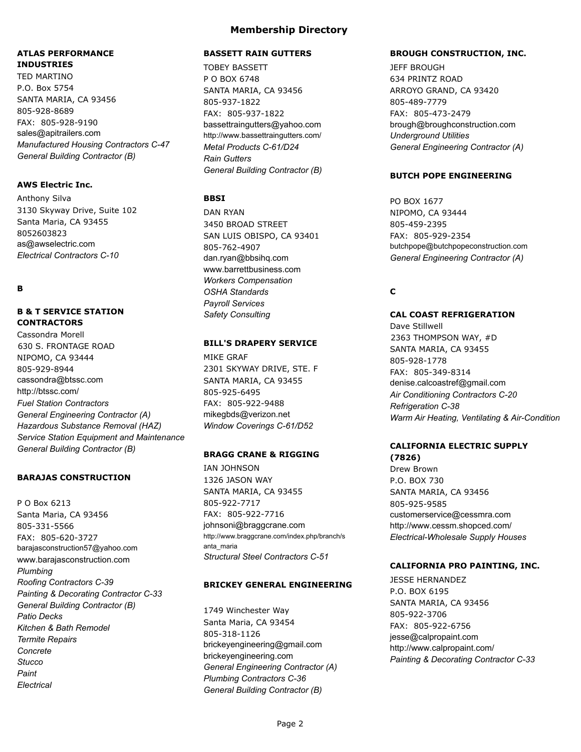# Membership Directory

### ATLAS PERFORMANCE INDUSTRIES

TED MARTINO
P.O. Box 5754
SANTA MARIA, CA 93456
805-928-8689
FAX: 805-928-9190
sales@apitrailers.com
*Manufactured Housing Contractors C-47*
*General Building Contractor (B)*

### AWS Electric Inc.

Anthony Silva
3130 Skyway Drive, Suite 102
Santa Maria, CA 93455
8052603823
as@awselectric.com
*Electrical Contractors C-10*

## B

### B & T SERVICE STATION CONTRACTORS

Cassondra Morell
630 S. FRONTAGE ROAD
NIPOMO, CA 93444
805-929-8944
cassondra@btssc.com
http://btssc.com/
*Fuel Station Contractors*
*General Engineering Contractor (A)*
*Hazardous Substance Removal (HAZ)*
*Service Station Equipment and Maintenance*
*General Building Contractor (B)*

### BARAJAS CONSTRUCTION

P O Box 6213
Santa Maria, CA 93456
805-331-5566
FAX: 805-620-3727
barajasconstruction57@yahoo.com
www.barajasconstruction.com
*Plumbing*
*Roofing Contractors C-39*
*Painting & Decorating Contractor C-33*
*General Building Contractor (B)*
*Patio Decks*
*Kitchen & Bath Remodel*
*Termite Repairs*
*Concrete*
*Stucco*
*Paint*
*Electrical*

### BASSETT RAIN GUTTERS

TOBEY BASSETT
P O BOX 6748
SANTA MARIA, CA 93456
805-937-1822
FAX: 805-937-1822
bassettraingutters@yahoo.com
http://www.bassettraingutters.com/
*Metal Products C-61/D24*
*Rain Gutters*
*General Building Contractor (B)*

### BBSI

DAN RYAN
3450 BROAD STREET
SAN LUIS OBISPO, CA 93401
805-762-4907
dan.ryan@bbsihq.com
www.barrettbusiness.com
*Workers Compensation*
*OSHA Standards*
*Payroll Services*
*Safety Consulting*

### BILL'S DRAPERY SERVICE

MIKE GRAF
2301 SKYWAY DRIVE, STE. F
SANTA MARIA, CA 93455
805-925-6495
FAX: 805-922-9488
mikegbds@verizon.net
*Window Coverings C-61/D52*

### BRAGG CRANE & RIGGING

IAN JOHNSON
1326 JASON WAY
SANTA MARIA, CA 93455
805-922-7717
FAX: 805-922-7716
johnsoni@braggcrane.com
http://www.braggcrane.com/index.php/branch/santa_maria
*Structural Steel Contractors C-51*

### BRICKEY GENERAL ENGINEERING

1749 Winchester Way
Santa Maria, CA 93454
805-318-1126
brickeyengineering@gmail.com
brickeyengineering.com
*General Engineering Contractor (A)*
*Plumbing Contractors C-36*
*General Building Contractor (B)*

### BROUGH CONSTRUCTION, INC.

JEFF BROUGH
634 PRINTZ ROAD
ARROYO GRAND, CA 93420
805-489-7779
FAX: 805-473-2479
brough@broughconstruction.com
*Underground Utilities*
*General Engineering Contractor (A)*

### BUTCH POPE ENGINEERING

PO BOX 1677
NIPOMO, CA 93444
805-459-2395
FAX: 805-929-2354
butchpope@butchpopeconstruction.com
*General Engineering Contractor (A)*

## C

### CAL COAST REFRIGERATION

Dave Stillwell
2363 THOMPSON WAY, #D
SANTA MARIA, CA 93455
805-928-1778
FAX: 805-349-8314
denise.calcoastref@gmail.com
*Air Conditioning Contractors C-20*
*Refrigeration C-38*
*Warm Air Heating, Ventilating & Air-Condition*

### CALIFORNIA ELECTRIC SUPPLY (7826)

Drew Brown
P.O. BOX 730
SANTA MARIA, CA 93456
805-925-9585
customerservice@cessmra.com
http://www.cessm.shopced.com/
*Electrical-Wholesale Supply Houses*

### CALIFORNIA PRO PAINTING, INC.

JESSE HERNANDEZ
P.O. BOX 6195
SANTA MARIA, CA 93456
805-922-3706
FAX: 805-922-6756
jesse@calpropaint.com
http://www.calpropaint.com/
*Painting & Decorating Contractor C-33*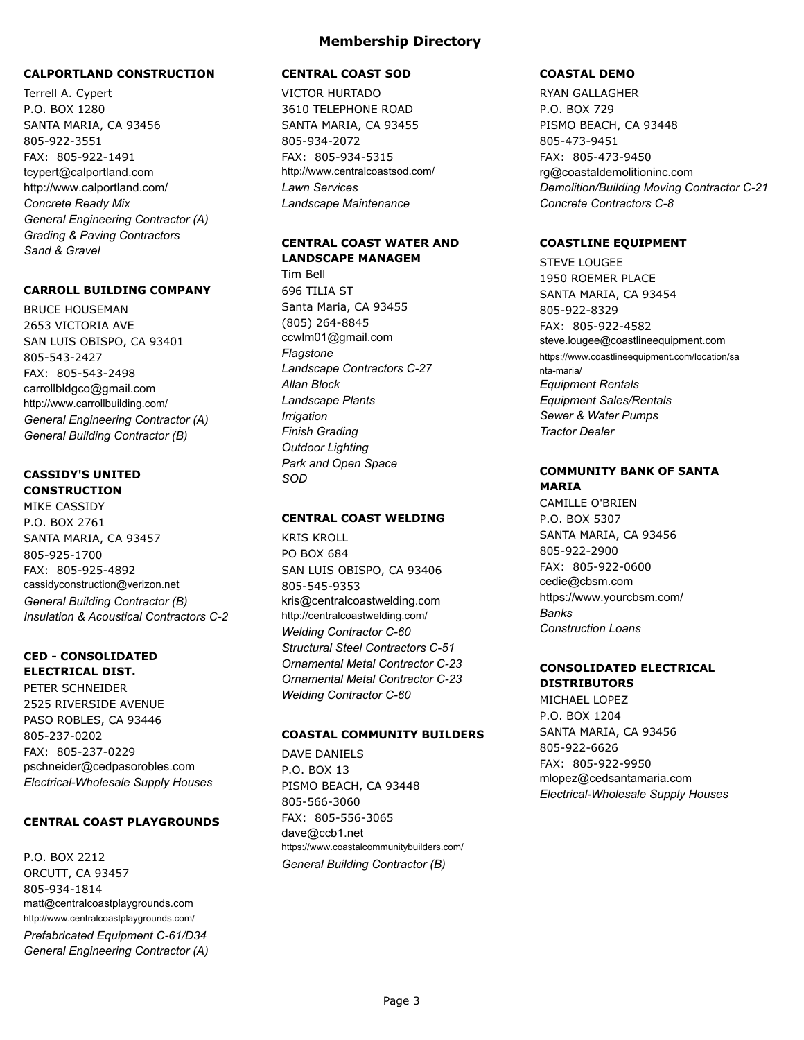# Membership Directory

### CALPORTLAND CONSTRUCTION

Terrell A. Cypert
P.O. BOX 1280
SANTA MARIA, CA 93456
805-922-3551
FAX: 805-922-1491
tcypert@calportland.com
http://www.calportland.com/
*Concrete Ready Mix*
*General Engineering Contractor (A)*
*Grading & Paving Contractors*
*Sand & Gravel*

### CARROLL BUILDING COMPANY

BRUCE HOUSEMAN
2653 VICTORIA AVE
SAN LUIS OBISPO, CA 93401
805-543-2427
FAX: 805-543-2498
carrollbldgco@gmail.com
http://www.carrollbuilding.com/
*General Engineering Contractor (A)*
*General Building Contractor (B)*

### CASSIDY'S UNITED CONSTRUCTION

MIKE CASSIDY
P.O. BOX 2761
SANTA MARIA, CA 93457
805-925-1700
FAX: 805-925-4892
cassidyconstruction@verizon.net
*General Building Contractor (B)*
*Insulation & Acoustical Contractors C-2*

### CED - CONSOLIDATED ELECTRICAL DIST.

PETER SCHNEIDER
2525 RIVERSIDE AVENUE
PASO ROBLES, CA 93446
805-237-0202
FAX: 805-237-0229
pschneider@cedpasorobles.com
*Electrical-Wholesale Supply Houses*

### CENTRAL COAST PLAYGROUNDS

P.O. BOX 2212
ORCUTT, CA 93457
805-934-1814
matt@centralcoastplaygrounds.com
http://www.centralcoastplaygrounds.com/
*Prefabricated Equipment C-61/D34*
*General Engineering Contractor (A)*

### CENTRAL COAST SOD

VICTOR HURTADO
3610 TELEPHONE ROAD
SANTA MARIA, CA 93455
805-934-2072
FAX: 805-934-5315
http://www.centralcoastsod.com/
*Lawn Services*
*Landscape Maintenance*

### CENTRAL COAST WATER AND LANDSCAPE MANAGEM

Tim Bell
696 TILIA ST
Santa Maria, CA 93455
(805) 264-8845
ccwlm01@gmail.com
*Flagstone*
*Landscape Contractors C-27*
*Allan Block*
*Landscape Plants*
*Irrigation*
*Finish Grading*
*Outdoor Lighting*
*Park and Open Space*
*SOD*

### CENTRAL COAST WELDING

KRIS KROLL
PO BOX 684
SAN LUIS OBISPO, CA 93406
805-545-9353
kris@centralcoastwelding.com
http://centralcoastwelding.com/
*Welding Contractor C-60*
*Structural Steel Contractors C-51*
*Ornamental Metal Contractor C-23*
*Ornamental Metal Contractor C-23*
*Welding Contractor C-60*

### COASTAL COMMUNITY BUILDERS

DAVE DANIELS
P.O. BOX 13
PISMO BEACH, CA 93448
805-566-3060
FAX: 805-556-3065
dave@ccb1.net
https://www.coastalcommunitybuilders.com/
*General Building Contractor (B)*

### COASTAL DEMO

RYAN GALLAGHER
P.O. BOX 729
PISMO BEACH, CA 93448
805-473-9451
FAX: 805-473-9450
rg@coastaldemolitioninc.com
*Demolition/Building Moving Contractor C-21*
*Concrete Contractors C-8*

### COASTLINE EQUIPMENT

STEVE LOUGEE
1950 ROEMER PLACE
SANTA MARIA, CA 93454
805-922-8329
FAX: 805-922-4582
steve.lougee@coastlineequipment.com
https://www.coastlineequipment.com/location/santa-maria/
*Equipment Rentals*
*Equipment Sales/Rentals*
*Sewer & Water Pumps*
*Tractor Dealer*

### COMMUNITY BANK OF SANTA MARIA

CAMILLE O'BRIEN
P.O. BOX 5307
SANTA MARIA, CA 93456
805-922-2900
FAX: 805-922-0600
cedie@cbsm.com
https://www.yourcbsm.com/
*Banks*
*Construction Loans*

### CONSOLIDATED ELECTRICAL DISTRIBUTORS

MICHAEL LOPEZ
P.O. BOX 1204
SANTA MARIA, CA 93456
805-922-6626
FAX: 805-922-9950
mlopez@cedsantamaria.com
*Electrical-Wholesale Supply Houses*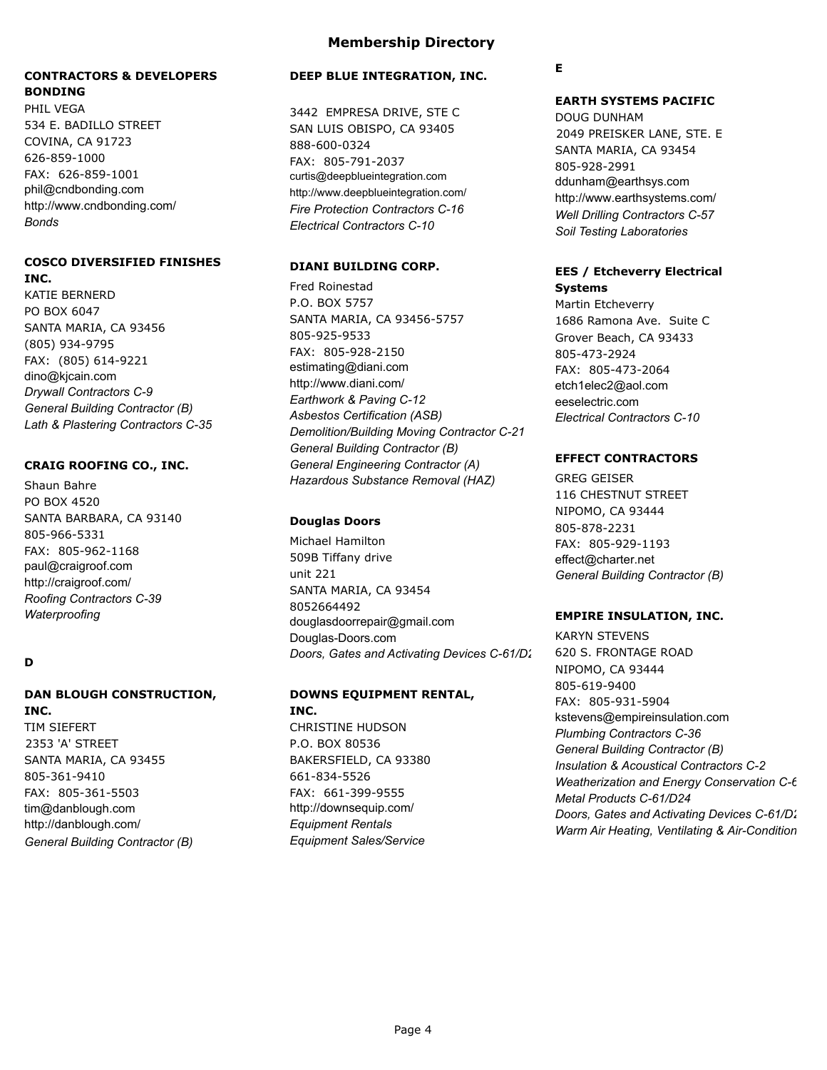## Membership Directory

### CONTRACTORS & DEVELOPERS BONDING

PHIL VEGA
534 E. BADILLO STREET
COVINA, CA 91723
626-859-1000
FAX: 626-859-1001
phil@cndbonding.com
http://www.cndbonding.com/
*Bonds*

### COSCO DIVERSIFIED FINISHES INC.

KATIE BERNERD
PO BOX 6047
SANTA MARIA, CA 93456
(805) 934-9795
FAX: (805) 614-9221
dino@kjcain.com
*Drywall Contractors C-9*
*General Building Contractor (B)*
*Lath & Plastering Contractors C-35*

### CRAIG ROOFING CO., INC.

Shaun Bahre
PO BOX 4520
SANTA BARBARA, CA 93140
805-966-5331
FAX: 805-962-1168
paul@craigroof.com
http://craigroof.com/
*Roofing Contractors C-39*
*Waterproofing*

## D

### DAN BLOUGH CONSTRUCTION, INC.

TIM SIEFERT
2353 'A' STREET
SANTA MARIA, CA 93455
805-361-9410
FAX: 805-361-5503
tim@danblough.com
http://danblough.com/
*General Building Contractor (B)*

### DEEP BLUE INTEGRATION, INC.

3442 EMPRESA DRIVE, STE C
SAN LUIS OBISPO, CA 93405
888-600-0324
FAX: 805-791-2037
curtis@deepblueintegration.com
http://www.deepblueintegration.com/
*Fire Protection Contractors C-16*
*Electrical Contractors C-10*

### DIANI BUILDING CORP.

Fred Roinestad
P.O. BOX 5757
SANTA MARIA, CA 93456-5757
805-925-9533
FAX: 805-928-2150
estimating@diani.com
http://www.diani.com/
*Earthwork & Paving C-12*
*Asbestos Certification (ASB)*
*Demolition/Building Moving Contractor C-21*
*General Building Contractor (B)*
*General Engineering Contractor (A)*
*Hazardous Substance Removal (HAZ)*

### Douglas Doors

Michael Hamilton
509B Tiffany drive
unit 221
SANTA MARIA, CA 93454
8052664492
douglasdoorrepair@gmail.com
Douglas-Doors.com
*Doors, Gates and Activating Devices C-61/D2*

### DOWNS EQUIPMENT RENTAL, INC.

CHRISTINE HUDSON
P.O. BOX 80536
BAKERSFIELD, CA 93380
661-834-5526
FAX: 661-399-9555
http://downsequip.com/
*Equipment Rentals*
*Equipment Sales/Service*

## E

### EARTH SYSTEMS PACIFIC

DOUG DUNHAM
2049 PREISKER LANE, STE. E
SANTA MARIA, CA 93454
805-928-2991
ddunham@earthsys.com
http://www.earthsystems.com/
*Well Drilling Contractors C-57*
*Soil Testing Laboratories*

### EES / Etcheverry Electrical Systems

Martin Etcheverry
1686 Ramona Ave. Suite C
Grover Beach, CA 93433
805-473-2924
FAX: 805-473-2064
etch1elec2@aol.com
eeselectric.com
*Electrical Contractors C-10*

### EFFECT CONTRACTORS

GREG GEISER
116 CHESTNUT STREET
NIPOMO, CA 93444
805-878-2231
FAX: 805-929-1193
effect@charter.net
*General Building Contractor (B)*

### EMPIRE INSULATION, INC.

KARYN STEVENS
620 S. FRONTAGE ROAD
NIPOMO, CA 93444
805-619-9400
FAX: 805-931-5904
kstevens@empireinsulation.com
*Plumbing Contractors C-36*
*General Building Contractor (B)*
*Insulation & Acoustical Contractors C-2*
*Weatherization and Energy Conservation C-6*
*Metal Products C-61/D24*
*Doors, Gates and Activating Devices C-61/D2*
*Warm Air Heating, Ventilating & Air-Condition*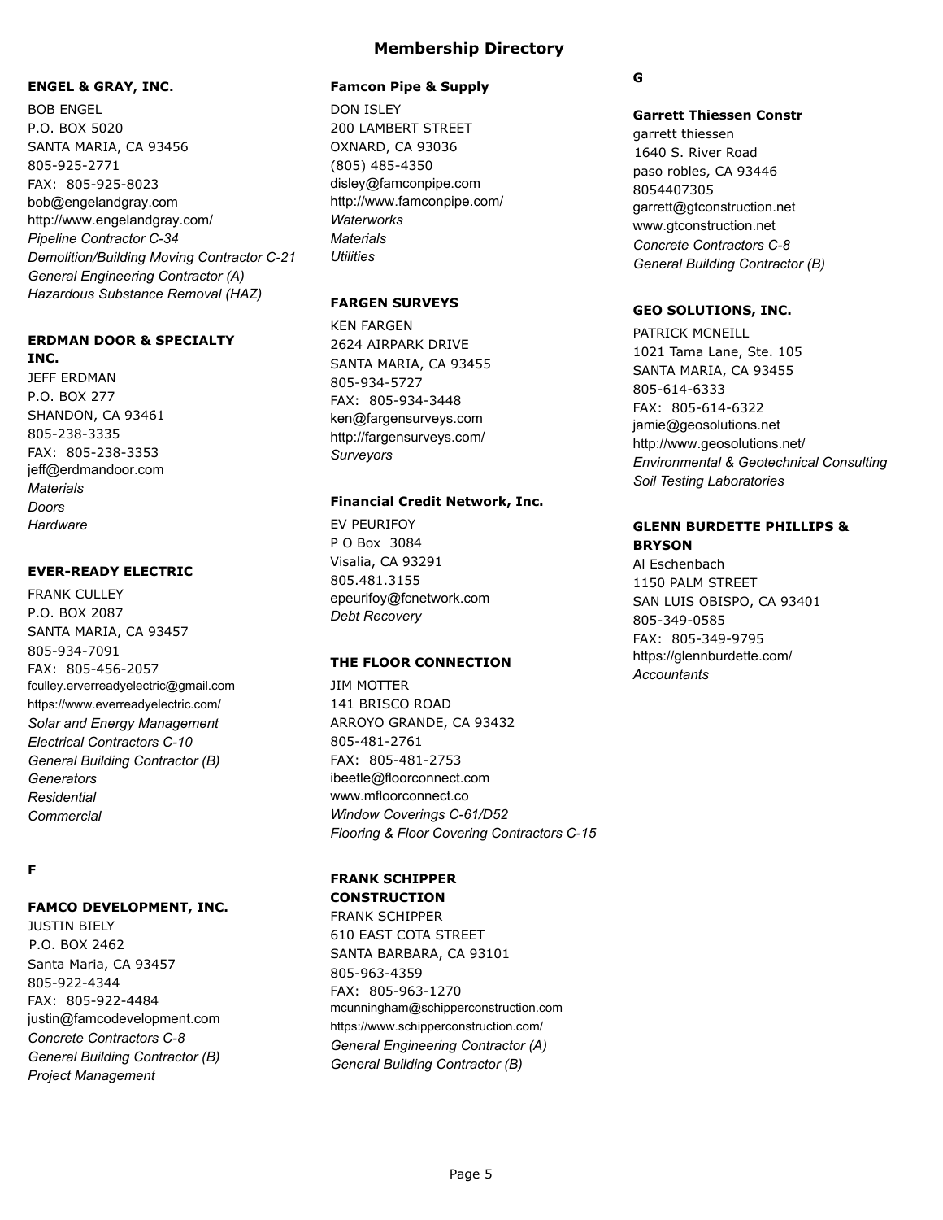# Membership Directory

### ENGEL & GRAY, INC.

BOB ENGEL
P.O. BOX 5020
SANTA MARIA, CA 93456
805-925-2771
FAX: 805-925-8023
bob@engelandgray.com
http://www.engelandgray.com/
*Pipeline Contractor C-34*
*Demolition/Building Moving Contractor C-21*
*General Engineering Contractor (A)*
*Hazardous Substance Removal (HAZ)*

### ERDMAN DOOR & SPECIALTY INC.

JEFF ERDMAN
P.O. BOX 277
SHANDON, CA 93461
805-238-3335
FAX: 805-238-3353
jeff@erdmandoor.com
*Materials*
*Doors*
*Hardware*

### EVER-READY ELECTRIC

FRANK CULLEY
P.O. BOX 2087
SANTA MARIA, CA 93457
805-934-7091
FAX: 805-456-2057
fculley.erverreadyelectric@gmail.com
https://www.everreadyelectric.com/
*Solar and Energy Management*
*Electrical Contractors C-10*
*General Building Contractor (B)*
*Generators*
*Residential*
*Commercial*

## F

### FAMCO DEVELOPMENT, INC.

JUSTIN BIELY
P.O. BOX 2462
Santa Maria, CA 93457
805-922-4344
FAX: 805-922-4484
justin@famcodevelopment.com
*Concrete Contractors C-8*
*General Building Contractor (B)*
*Project Management*

### Famcon Pipe & Supply

DON ISLEY
200 LAMBERT STREET
OXNARD, CA 93036
(805) 485-4350
disley@famconpipe.com
http://www.famconpipe.com/
*Waterworks*
*Materials*
*Utilities*

### FARGEN SURVEYS

KEN FARGEN
2624 AIRPARK DRIVE
SANTA MARIA, CA 93455
805-934-5727
FAX: 805-934-3448
ken@fargensurveys.com
http://fargensurveys.com/
*Surveyors*

### Financial Credit Network, Inc.

EV PEURIFOY
P O Box 3084
Visalia, CA 93291
805.481.3155
epeurifoy@fcnetwork.com
*Debt Recovery*

### THE FLOOR CONNECTION

JIM MOTTER
141 BRISCO ROAD
ARROYO GRANDE, CA 93432
805-481-2761
FAX: 805-481-2753
ibeetle@floorconnect.com
www.mfloorconnect.co
*Window Coverings C-61/D52*
*Flooring & Floor Covering Contractors C-15*

### FRANK SCHIPPER CONSTRUCTION

FRANK SCHIPPER
610 EAST COTA STREET
SANTA BARBARA, CA 93101
805-963-4359
FAX: 805-963-1270
mcunningham@schipperconstruction.com
https://www.schipperconstruction.com/
*General Engineering Contractor (A)*
*General Building Contractor (B)*

## G

### Garrett Thiessen Constr

garrett thiessen
1640 S. River Road
paso robles, CA 93446
8054407305
garrett@gtconstruction.net
www.gtconstruction.net
*Concrete Contractors C-8*
*General Building Contractor (B)*

### GEO SOLUTIONS, INC.

PATRICK MCNEILL
1021 Tama Lane, Ste. 105
SANTA MARIA, CA 93455
805-614-6333
FAX: 805-614-6322
jamie@geosolutions.net
http://www.geosolutions.net/
*Environmental & Geotechnical Consulting*
*Soil Testing Laboratories*

### GLENN BURDETTE PHILLIPS & BRYSON

Al Eschenbach
1150 PALM STREET
SAN LUIS OBISPO, CA 93401
805-349-0585
FAX: 805-349-9795
https://glennburdette.com/
*Accountants*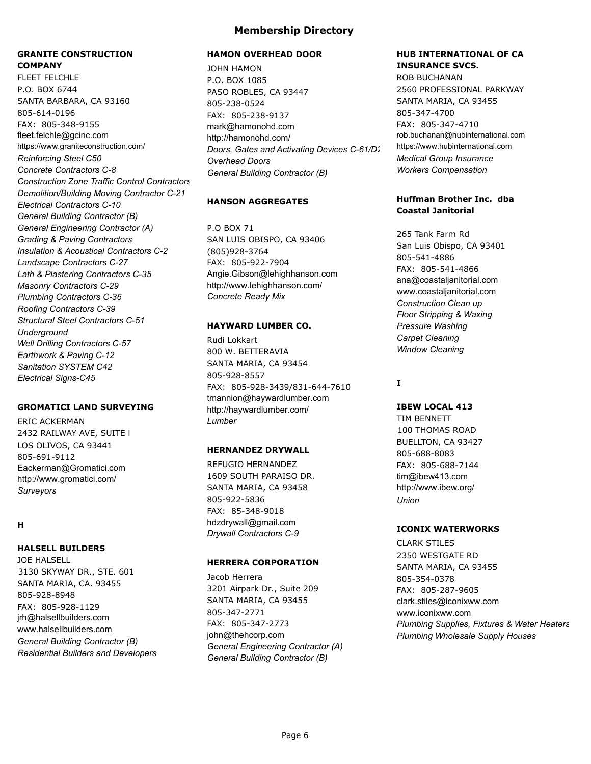# Membership Directory

**GRANITE CONSTRUCTION COMPANY**
FLEET FELCHLE
P.O. BOX 6744
SANTA BARBARA, CA 93160
805-614-0196
FAX: 805-348-9155
fleet.felchle@gcinc.com
https://www.graniteconstruction.com/
*Reinforcing Steel C50*
*Concrete Contractors C-8*
*Construction Zone Traffic Control Contractors*
*Demolition/Building Moving Contractor C-21*
*Electrical Contractors C-10*
*General Building Contractor (B)*
*General Engineering Contractor (A)*
*Grading & Paving Contractors*
*Insulation & Acoustical Contractors C-2*
*Landscape Contractors C-27*
*Lath & Plastering Contractors C-35*
*Masonry Contractors C-29*
*Plumbing Contractors C-36*
*Roofing Contractors C-39*
*Structural Steel Contractors C-51*
*Underground*
*Well Drilling Contractors C-57*
*Earthwork & Paving C-12*
*Sanitation SYSTEM C42*
*Electrical Signs-C45*

**GROMATICI LAND SURVEYING**
ERIC ACKERMAN
2432 RAILWAY AVE, SUITE I
LOS OLIVOS, CA 93441
805-691-9112
Eackerman@Gromatici.com
http://www.gromatici.com/
*Surveyors*

## H

**HALSELL BUILDERS**
JOE HALSELL
3130 SKYWAY DR., STE. 601
SANTA MARIA, CA. 93455
805-928-8948
FAX: 805-928-1129
jrh@halsellbuilders.com
www.halsellbuilders.com
*General Building Contractor (B)*
*Residential Builders and Developers*

**HAMON OVERHEAD DOOR**
JOHN HAMON
P.O. BOX 1085
PASO ROBLES, CA 93447
805-238-0524
FAX: 805-238-9137
mark@hamonohd.com
http://hamonohd.com/
*Doors, Gates and Activating Devices C-61/D2*
*Overhead Doors*
*General Building Contractor (B)*

**HANSON AGGREGATES**

P.O BOX 71
SAN LUIS OBISPO, CA 93406
(805)928-3764
FAX: 805-922-7904
Angie.Gibson@lehighhanson.com
http://www.lehighhanson.com/
*Concrete Ready Mix*

**HAYWARD LUMBER CO.**
Rudi Lokkart
800 W. BETTERAVIA
SANTA MARIA, CA 93454
805-928-8557
FAX: 805-928-3439/831-644-7610
tmannion@haywardlumber.com
http://haywardlumber.com/
*Lumber*

**HERNANDEZ DRYWALL**
REFUGIO HERNANDEZ
1609 SOUTH PARAISO DR.
SANTA MARIA, CA 93458
805-922-5836
FAX: 85-348-9018
hdzdrywall@gmail.com
*Drywall Contractors C-9*

**HERRERA CORPORATION**
Jacob Herrera
3201 Airpark Dr., Suite 209
SANTA MARIA, CA 93455
805-347-2771
FAX: 805-347-2773
john@thehcorp.com
*General Engineering Contractor (A)*
*General Building Contractor (B)*

**HUB INTERNATIONAL OF CA INSURANCE SVCS.**
ROB BUCHANAN
2560 PROFESSIONAL PARKWAY
SANTA MARIA, CA 93455
805-347-4700
FAX: 805-347-4710
rob.buchanan@hubinternational.com
https://www.hubinternational.com
*Medical Group Insurance*
*Workers Compensation*

**Huffman Brother Inc. dba Coastal Janitorial**

265 Tank Farm Rd
San Luis Obispo, CA 93401
805-541-4886
FAX: 805-541-4866
ana@coastaljanitorial.com
www.coastaljanitorial.com
*Construction Clean up*
*Floor Stripping & Waxing*
*Pressure Washing*
*Carpet Cleaning*
*Window Cleaning*

## I

**IBEW LOCAL 413**
TIM BENNETT
100 THOMAS ROAD
BUELLTON, CA 93427
805-688-8083
FAX: 805-688-7144
tim@ibew413.com
http://www.ibew.org/
*Union*

**ICONIX WATERWORKS**
CLARK STILES
2350 WESTGATE RD
SANTA MARIA, CA 93455
805-354-0378
FAX: 805-287-9605
clark.stiles@iconixww.com
www.iconixww.com
*Plumbing Supplies, Fixtures & Water Heaters*
*Plumbing Wholesale Supply Houses*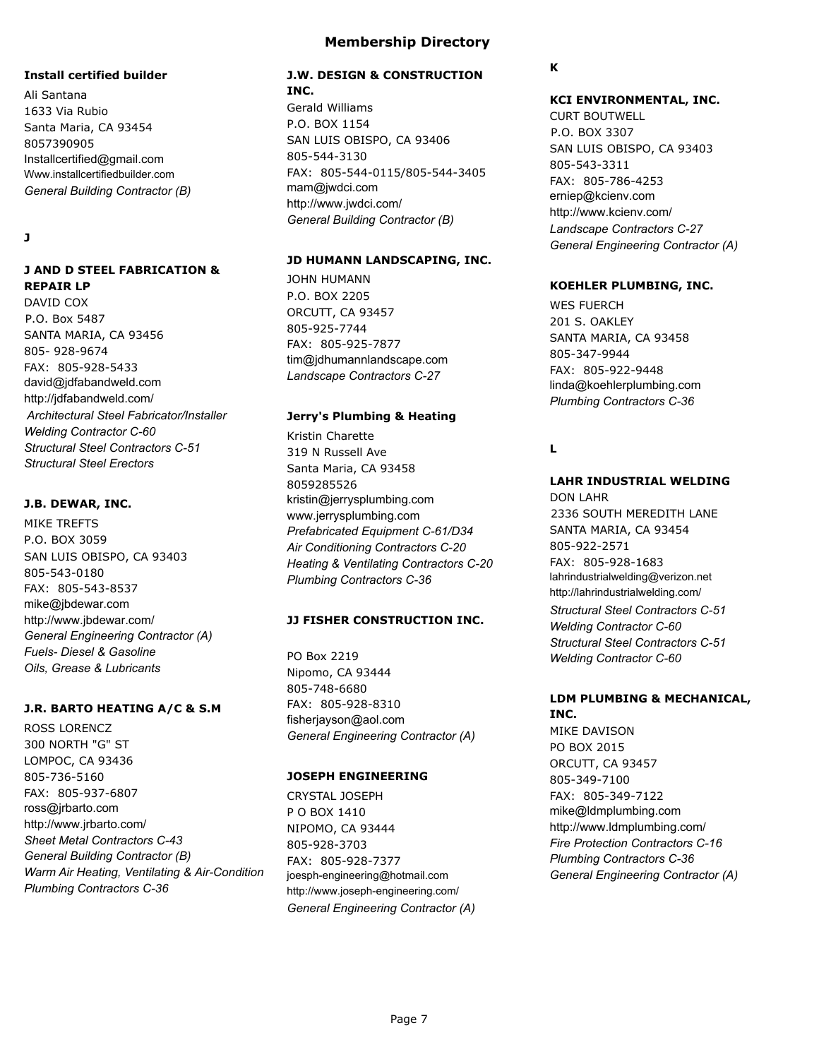# Membership Directory

### Install certified builder

Ali Santana
1633 Via Rubio
Santa Maria, CA 93454
8057390905
Installcertified@gmail.com
Www.installcertifiedbuilder.com
*General Building Contractor (B)*

## J

### J AND D STEEL FABRICATION & REPAIR LP

DAVID COX
P.O. Box 5487
SANTA MARIA, CA 93456
805- 928-9674
FAX: 805-928-5433
david@jdfabandweld.com
http://jdfabandweld.com/
*Architectural Steel Fabricator/Installer*
*Welding Contractor C-60*
*Structural Steel Contractors C-51*
*Structural Steel Erectors*

### J.B. DEWAR, INC.

MIKE TREFTS
P.O. BOX 3059
SAN LUIS OBISPO, CA 93403
805-543-0180
FAX: 805-543-8537
mike@jbdewar.com
http://www.jbdewar.com/
*General Engineering Contractor (A)*
*Fuels- Diesel & Gasoline*
*Oils, Grease & Lubricants*

### J.R. BARTO HEATING A/C & S.M

ROSS LORENCZ
300 NORTH "G" ST
LOMPOC, CA 93436
805-736-5160
FAX: 805-937-6807
ross@jrbarto.com
http://www.jrbarto.com/
*Sheet Metal Contractors C-43*
*General Building Contractor (B)*
*Warm Air Heating, Ventilating & Air-Condition*
*Plumbing Contractors C-36*

### J.W. DESIGN & CONSTRUCTION INC.

Gerald Williams
P.O. BOX 1154
SAN LUIS OBISPO, CA 93406
805-544-3130
FAX: 805-544-0115/805-544-3405
mam@jwdci.com
http://www.jwdci.com/
*General Building Contractor (B)*

### JD HUMANN LANDSCAPING, INC.

JOHN HUMANN
P.O. BOX 2205
ORCUTT, CA 93457
805-925-7744
FAX: 805-925-7877
tim@jdhumannlandscape.com
*Landscape Contractors C-27*

### Jerry's Plumbing & Heating

Kristin Charette
319 N Russell Ave
Santa Maria, CA 93458
8059285526
kristin@jerrysplumbing.com
www.jerrysplumbing.com
*Prefabricated Equipment C-61/D34*
*Air Conditioning Contractors C-20*
*Heating & Ventilating Contractors C-20*
*Plumbing Contractors C-36*

### JJ FISHER CONSTRUCTION INC.

PO Box 2219
Nipomo, CA 93444
805-748-6680
FAX: 805-928-8310
fisherjayson@aol.com
*General Engineering Contractor (A)*

### JOSEPH ENGINEERING

CRYSTAL JOSEPH
P O BOX 1410
NIPOMO, CA 93444
805-928-3703
FAX: 805-928-7377
joesph-engineering@hotmail.com
http://www.joseph-engineering.com/
*General Engineering Contractor (A)*

## K

### KCI ENVIRONMENTAL, INC.

CURT BOUTWELL
P.O. BOX 3307
SAN LUIS OBISPO, CA 93403
805-543-3311
FAX: 805-786-4253
erniep@kcienv.com
http://www.kcienv.com/
*Landscape Contractors C-27*
*General Engineering Contractor (A)*

### KOEHLER PLUMBING, INC.

WES FUERCH
201 S. OAKLEY
SANTA MARIA, CA 93458
805-347-9944
FAX: 805-922-9448
linda@koehlerplumbing.com
*Plumbing Contractors C-36*

## L

### LAHR INDUSTRIAL WELDING

DON LAHR
2336 SOUTH MEREDITH LANE
SANTA MARIA, CA 93454
805-922-2571
FAX: 805-928-1683
lahrindustrialwelding@verizon.net
http://lahrindustrialwelding.com/
*Structural Steel Contractors C-51*
*Welding Contractor C-60*
*Structural Steel Contractors C-51*
*Welding Contractor C-60*

### LDM PLUMBING & MECHANICAL, INC.

MIKE DAVISON
PO BOX 2015
ORCUTT, CA 93457
805-349-7100
FAX: 805-349-7122
mike@ldmplumbing.com
http://www.ldmplumbing.com/
*Fire Protection Contractors C-16*
*Plumbing Contractors C-36*
*General Engineering Contractor (A)*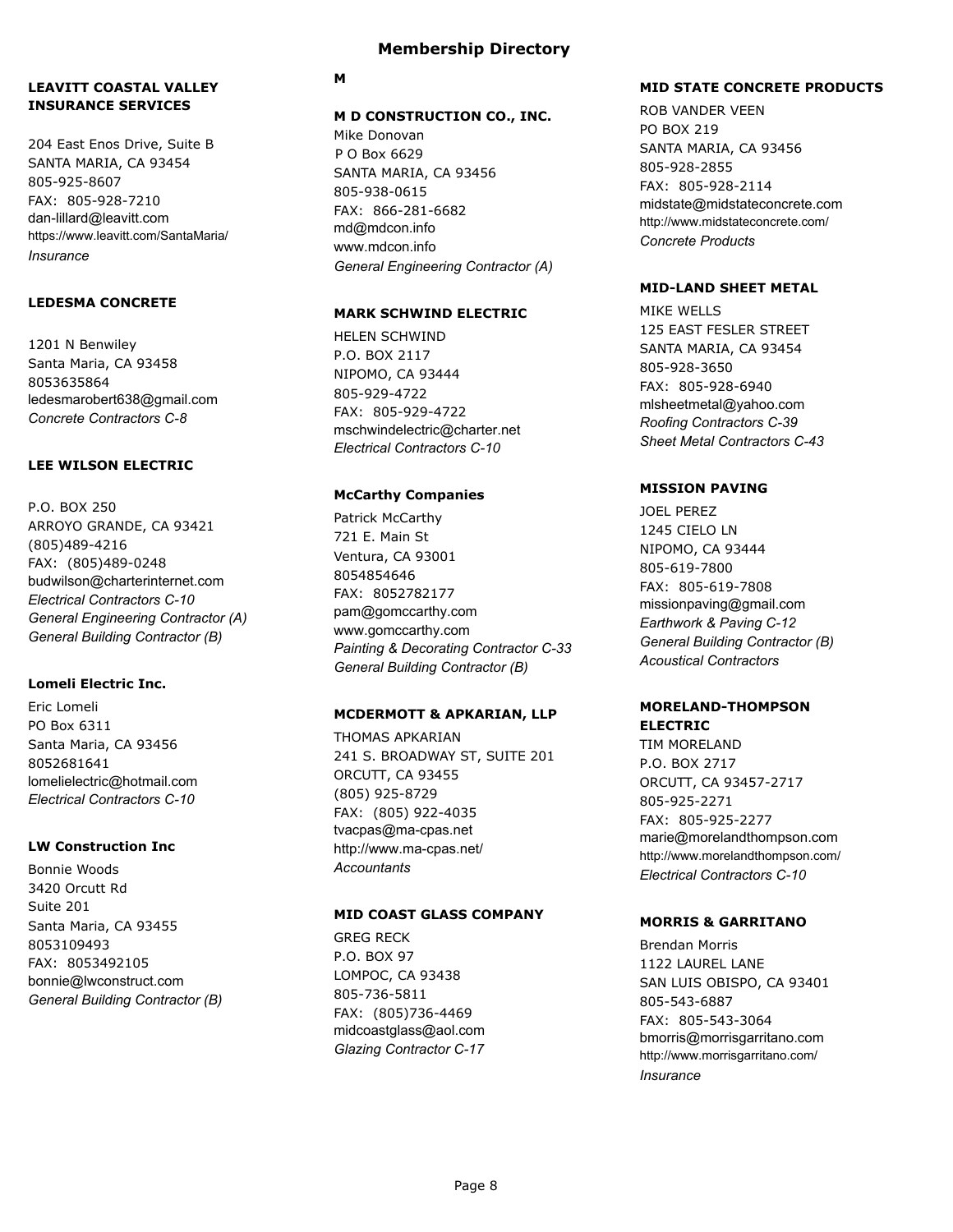# Membership Directory

### LEAVITT COASTAL VALLEY INSURANCE SERVICES

204 East Enos Drive, Suite B
SANTA MARIA, CA 93454
805-925-8607
FAX: 805-928-7210
dan-lillard@leavitt.com
https://www.leavitt.com/SantaMaria/
*Insurance*

### LEDESMA CONCRETE

1201 N Benwiley
Santa Maria, CA 93458
8053635864
ledesmarobert638@gmail.com
*Concrete Contractors C-8*

### LEE WILSON ELECTRIC

P.O. BOX 250
ARROYO GRANDE, CA 93421
(805)489-4216
FAX: (805)489-0248
budwilson@charterinternet.com
*Electrical Contractors C-10*
*General Engineering Contractor (A)*
*General Building Contractor (B)*

### Lomeli Electric Inc.

Eric Lomeli
PO Box 6311
Santa Maria, CA 93456
8052681641
lomelielectric@hotmail.com
*Electrical Contractors C-10*

### LW Construction Inc

Bonnie Woods
3420 Orcutt Rd
Suite 201
Santa Maria, CA 93455
8053109493
FAX: 8053492105
bonnie@lwconstruct.com
*General Building Contractor (B)*

## M

### M D CONSTRUCTION CO., INC.

Mike Donovan
P O Box 6629
SANTA MARIA, CA 93456
805-938-0615
FAX: 866-281-6682
md@mdcon.info
www.mdcon.info
*General Engineering Contractor (A)*

### MARK SCHWIND ELECTRIC

HELEN SCHWIND
P.O. BOX 2117
NIPOMO, CA 93444
805-929-4722
FAX: 805-929-4722
mschwindelectric@charter.net
*Electrical Contractors C-10*

### McCarthy Companies

Patrick McCarthy
721 E. Main St
Ventura, CA 93001
8054854646
FAX: 8052782177
pam@gomccarthy.com
www.gomccarthy.com
*Painting & Decorating Contractor C-33*
*General Building Contractor (B)*

### MCDERMOTT & APKARIAN, LLP

THOMAS APKARIAN
241 S. BROADWAY ST, SUITE 201
ORCUTT, CA 93455
(805) 925-8729
FAX: (805) 922-4035
tvacpas@ma-cpas.net
http://www.ma-cpas.net/
*Accountants*

### MID COAST GLASS COMPANY

GREG RECK
P.O. BOX 97
LOMPOC, CA 93438
805-736-5811
FAX: (805)736-4469
midcoastglass@aol.com
*Glazing Contractor C-17*

### MID STATE CONCRETE PRODUCTS

ROB VANDER VEEN
PO BOX 219
SANTA MARIA, CA 93456
805-928-2855
FAX: 805-928-2114
midstate@midstateconcrete.com
http://www.midstateconcrete.com/
*Concrete Products*

### MID-LAND SHEET METAL

MIKE WELLS
125 EAST FESLER STREET
SANTA MARIA, CA 93454
805-928-3650
FAX: 805-928-6940
mlsheetmetal@yahoo.com
*Roofing Contractors C-39*
*Sheet Metal Contractors C-43*

### MISSION PAVING

JOEL PEREZ
1245 CIELO LN
NIPOMO, CA 93444
805-619-7800
FAX: 805-619-7808
missionpaving@gmail.com
*Earthwork & Paving C-12*
*General Building Contractor (B)*
*Acoustical Contractors*

### MORELAND-THOMPSON ELECTRIC

TIM MORELAND
P.O. BOX 2717
ORCUTT, CA 93457-2717
805-925-2271
FAX: 805-925-2277
marie@morelandthompson.com
http://www.morelandthompson.com/
*Electrical Contractors C-10*

### MORRIS & GARRITANO

Brendan Morris
1122 LAUREL LANE
SAN LUIS OBISPO, CA 93401
805-543-6887
FAX: 805-543-3064
bmorris@morrisgarritano.com
http://www.morrisgarritano.com/
*Insurance*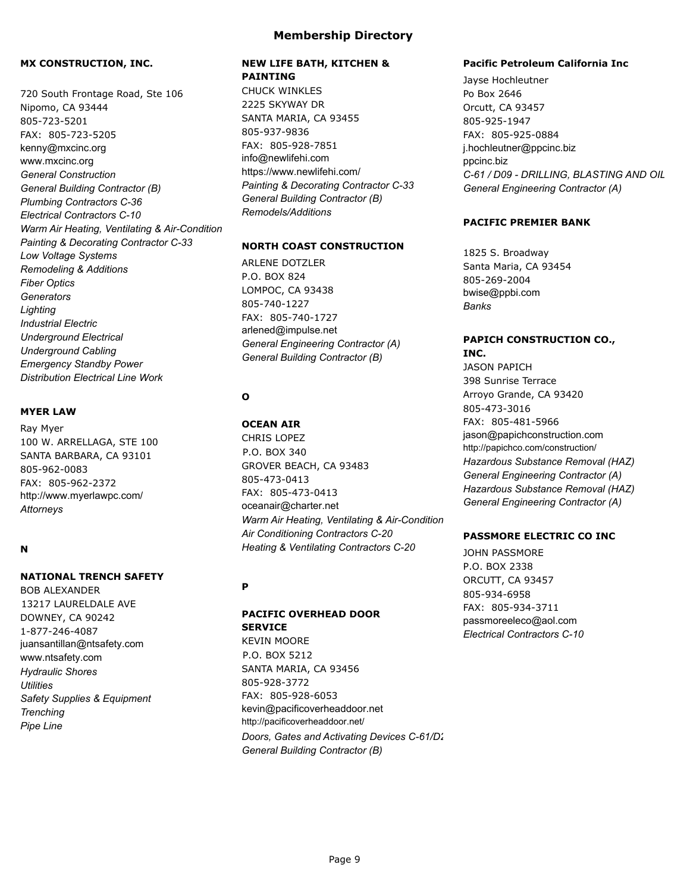# Membership Directory

### MX CONSTRUCTION, INC.

720 South Frontage Road, Ste 106
Nipomo, CA 93444
805-723-5201
FAX: 805-723-5205
kenny@mxcinc.org
www.mxcinc.org
*General Construction*
*General Building Contractor (B)*
*Plumbing Contractors C-36*
*Electrical Contractors C-10*
*Warm Air Heating, Ventilating & Air-Condition*
*Painting & Decorating Contractor C-33*
*Low Voltage Systems*
*Remodeling & Additions*
*Fiber Optics*
*Generators*
*Lighting*
*Industrial Electric*
*Underground Electrical*
*Underground Cabling*
*Emergency Standby Power*
*Distribution Electrical Line Work*

### MYER LAW

Ray Myer
100 W. ARRELLAGA, STE 100
SANTA BARBARA, CA 93101
805-962-0083
FAX: 805-962-2372
http://www.myerlawpc.com/
*Attorneys*

## N

### NATIONAL TRENCH SAFETY

BOB ALEXANDER
13217 LAURELDALE AVE
DOWNEY, CA 90242
1-877-246-4087
juansantillan@ntsafety.com
www.ntsafety.com
*Hydraulic Shores*
*Utilities*
*Safety Supplies & Equipment*
*Trenching*
*Pipe Line*

### NEW LIFE BATH, KITCHEN & PAINTING

CHUCK WINKLES
2225 SKYWAY DR
SANTA MARIA, CA 93455
805-937-9836
FAX: 805-928-7851
info@newlifehi.com
https://www.newlifehi.com/
*Painting & Decorating Contractor C-33*
*General Building Contractor (B)*
*Remodels/Additions*

### NORTH COAST CONSTRUCTION

ARLENE DOTZLER
P.O. BOX 824
LOMPOC, CA 93438
805-740-1227
FAX: 805-740-1727
arlened@impulse.net
*General Engineering Contractor (A)*
*General Building Contractor (B)*

## O

### OCEAN AIR

CHRIS LOPEZ
P.O. BOX 340
GROVER BEACH, CA 93483
805-473-0413
FAX: 805-473-0413
oceanair@charter.net
*Warm Air Heating, Ventilating & Air-Condition*
*Air Conditioning Contractors C-20*
*Heating & Ventilating Contractors C-20*

## P

### PACIFIC OVERHEAD DOOR SERVICE

KEVIN MOORE
P.O. BOX 5212
SANTA MARIA, CA 93456
805-928-3772
FAX: 805-928-6053
kevin@pacificoverheaddoor.net
http://pacificoverheaddoor.net/
*Doors, Gates and Activating Devices C-61/D2*
*General Building Contractor (B)*

### Pacific Petroleum California Inc

Jayse Hochleutner
Po Box 2646
Orcutt, CA 93457
805-925-1947
FAX: 805-925-0884
j.hochleutner@ppcinc.biz
ppcinc.biz
*C-61 / D09 - DRILLING, BLASTING AND OIL*
*General Engineering Contractor (A)*

### PACIFIC PREMIER BANK

1825 S. Broadway
Santa Maria, CA 93454
805-269-2004
bwise@ppbi.com
*Banks*

### PAPICH CONSTRUCTION CO., INC.

JASON PAPICH
398 Sunrise Terrace
Arroyo Grande, CA 93420
805-473-3016
FAX: 805-481-5966
jason@papichconstruction.com
http://papichco.com/construction/
*Hazardous Substance Removal (HAZ)*
*General Engineering Contractor (A)*
*Hazardous Substance Removal (HAZ)*
*General Engineering Contractor (A)*

### PASSMORE ELECTRIC CO INC

JOHN PASSMORE
P.O. BOX 2338
ORCUTT, CA 93457
805-934-6958
FAX: 805-934-3711
passmoreeleco@aol.com
*Electrical Contractors C-10*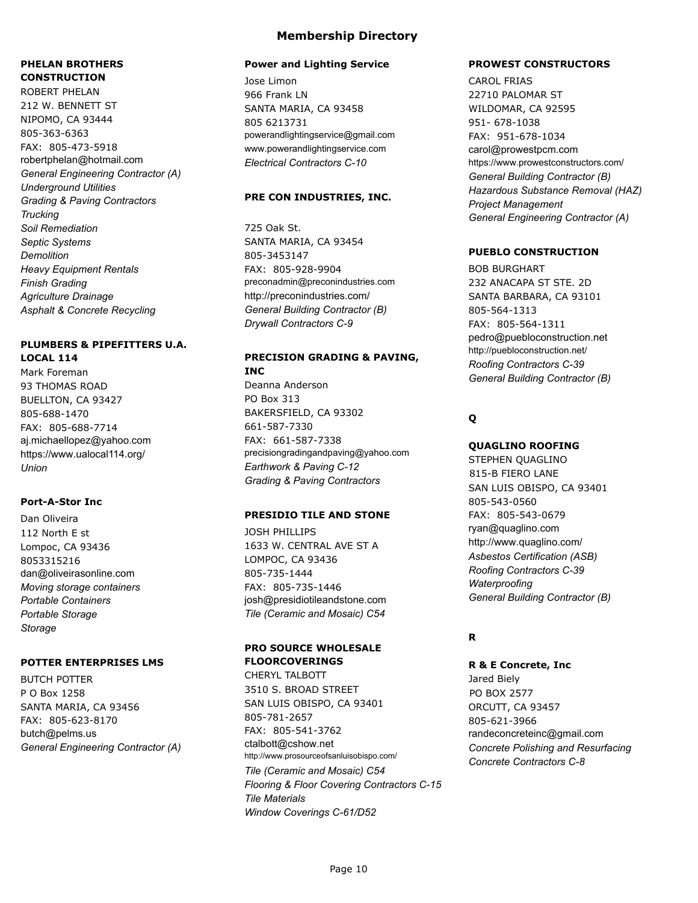# Membership Directory

### PHELAN BROTHERS CONSTRUCTION

ROBERT PHELAN
212 W. BENNETT ST
NIPOMO, CA 93444
805-363-6363
FAX: 805-473-5918
robertphelan@hotmail.com
*General Engineering Contractor (A)*
*Underground Utilities*
*Grading & Paving Contractors*
*Trucking*
*Soil Remediation*
*Septic Systems*
*Demolition*
*Heavy Equipment Rentals*
*Finish Grading*
*Agriculture Drainage*
*Asphalt & Concrete Recycling*

### PLUMBERS & PIPEFITTERS U.A. LOCAL 114

Mark Foreman
93 THOMAS ROAD
BUELLTON, CA 93427
805-688-1470
FAX: 805-688-7714
aj.michaellopez@yahoo.com
https://www.ualocal114.org/
*Union*

### Port-A-Stor Inc

Dan Oliveira
112 North E st
Lompoc, CA 93436
8053315216
dan@oliveirasonline.com
*Moving storage containers*
*Portable Containers*
*Portable Storage*
*Storage*

### POTTER ENTERPRISES LMS

BUTCH POTTER
P O Box 1258
SANTA MARIA, CA 93456
FAX: 805-623-8170
butch@pelms.us
*General Engineering Contractor (A)*

### Power and Lighting Service

Jose Limon
966 Frank LN
SANTA MARIA, CA 93458
805 6213731
powerandlightingservice@gmail.com
www.powerandlightingservice.com
*Electrical Contractors C-10*

### PRE CON INDUSTRIES, INC.

725 Oak St.
SANTA MARIA, CA 93454
805-3453147
FAX: 805-928-9904
preconadmin@preconindustries.com
http://preconindustries.com/
*General Building Contractor (B)*
*Drywall Contractors C-9*

### PRECISION GRADING & PAVING, INC

Deanna Anderson
PO Box 313
BAKERSFIELD, CA 93302
661-587-7330
FAX: 661-587-7338
precisiongradingandpaving@yahoo.com
*Earthwork & Paving C-12*
*Grading & Paving Contractors*

### PRESIDIO TILE AND STONE

JOSH PHILLIPS
1633 W. CENTRAL AVE ST A
LOMPOC, CA 93436
805-735-1444
FAX: 805-735-1446
josh@presidiotileandstone.com
*Tile (Ceramic and Mosaic) C54*

### PRO SOURCE WHOLESALE FLOORCOVERINGS

CHERYL TALBOTT
3510 S. BROAD STREET
SAN LUIS OBISPO, CA 93401
805-781-2657
FAX: 805-541-3762
ctalbott@cshow.net
http://www.prosourceofsanluisobispo.com/
*Tile (Ceramic and Mosaic) C54*
*Flooring & Floor Covering Contractors C-15*
*Tile Materials*
*Window Coverings C-61/D52*

### PROWEST CONSTRUCTORS

CAROL FRIAS
22710 PALOMAR ST
WILDOMAR, CA 92595
951- 678-1038
FAX: 951-678-1034
carol@prowestpcm.com
https://www.prowestconstructors.com/
*General Building Contractor (B)*
*Hazardous Substance Removal (HAZ)*
*Project Management*
*General Engineering Contractor (A)*

### PUEBLO CONSTRUCTION

BOB BURGHART
232 ANACAPA ST STE. 2D
SANTA BARBARA, CA 93101
805-564-1313
FAX: 805-564-1311
pedro@puebloconstruction.net
http://puebloconstruction.net/
*Roofing Contractors C-39*
*General Building Contractor (B)*

## Q

### QUAGLINO ROOFING

STEPHEN QUAGLINO
815-B FIERO LANE
SAN LUIS OBISPO, CA 93401
805-543-0560
FAX: 805-543-0679
ryan@quaglino.com
http://www.quaglino.com/
*Asbestos Certification (ASB)*
*Roofing Contractors C-39*
*Waterproofing*
*General Building Contractor (B)*

## R

### R & E Concrete, Inc

Jared Biely
PO BOX 2577
ORCUTT, CA 93457
805-621-3966
randeconcreteinc@gmail.com
*Concrete Polishing and Resurfacing*
*Concrete Contractors C-8*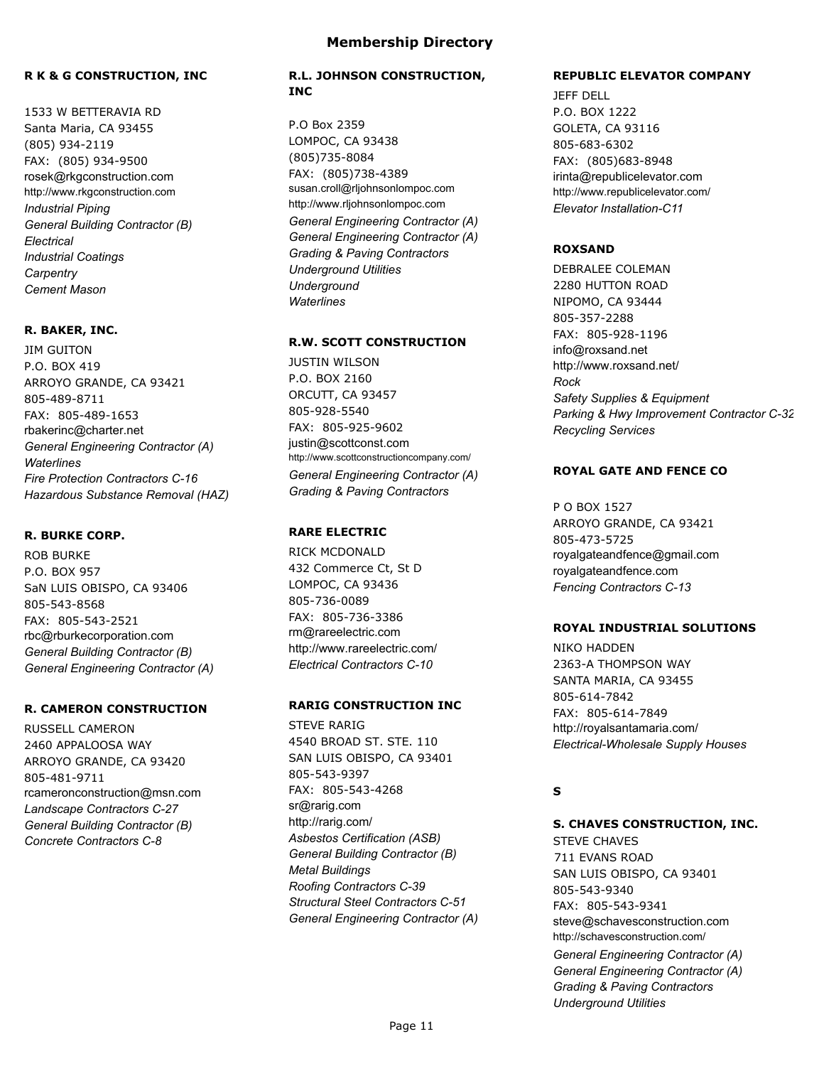# Membership Directory

### R K & G CONSTRUCTION, INC

1533 W BETTERAVIA RD
Santa Maria, CA 93455
(805) 934-2119
FAX: (805) 934-9500
rosek@rkgconstruction.com
http://www.rkgconstruction.com
*Industrial Piping*
*General Building Contractor (B)*
*Electrical*
*Industrial Coatings*
*Carpentry*
*Cement Mason*

### R. BAKER, INC.

JIM GUITON
P.O. BOX 419
ARROYO GRANDE, CA 93421
805-489-8711
FAX: 805-489-1653
rbakerinc@charter.net
*General Engineering Contractor (A)*
*Waterlines*
*Fire Protection Contractors C-16*
*Hazardous Substance Removal (HAZ)*

### R. BURKE CORP.

ROB BURKE
P.O. BOX 957
SaN LUIS OBISPO, CA 93406
805-543-8568
FAX: 805-543-2521
rbc@rburkecorporation.com
*General Building Contractor (B)*
*General Engineering Contractor (A)*

### R. CAMERON CONSTRUCTION

RUSSELL CAMERON
2460 APPALOOSA WAY
ARROYO GRANDE, CA 93420
805-481-9711
rcameronconstruction@msn.com
*Landscape Contractors C-27*
*General Building Contractor (B)*
*Concrete Contractors C-8*

### R.L. JOHNSON CONSTRUCTION, INC

P.O Box 2359
LOMPOC, CA 93438
(805)735-8084
FAX: (805)738-4389
susan.croll@rljohnsonlompoc.com
http://www.rljohnsonlompoc.com
*General Engineering Contractor (A)*
*General Engineering Contractor (A)*
*Grading & Paving Contractors*
*Underground Utilities*
*Underground*
*Waterlines*

### R.W. SCOTT CONSTRUCTION

JUSTIN WILSON
P.O. BOX 2160
ORCUTT, CA 93457
805-928-5540
FAX: 805-925-9602
justin@scottconst.com
http://www.scottconstructioncompany.com/
*General Engineering Contractor (A)*
*Grading & Paving Contractors*

### RARE ELECTRIC

RICK MCDONALD
432 Commerce Ct, St D
LOMPOC, CA 93436
805-736-0089
FAX: 805-736-3386
rm@rareelectric.com
http://www.rareelectric.com/
*Electrical Contractors C-10*

### RARIG CONSTRUCTION INC

STEVE RARIG
4540 BROAD ST. STE. 110
SAN LUIS OBISPO, CA 93401
805-543-9397
FAX: 805-543-4268
sr@rarig.com
http://rarig.com/
*Asbestos Certification (ASB)*
*General Building Contractor (B)*
*Metal Buildings*
*Roofing Contractors C-39*
*Structural Steel Contractors C-51*
*General Engineering Contractor (A)*

### REPUBLIC ELEVATOR COMPANY

JEFF DELL
P.O. BOX 1222
GOLETA, CA 93116
805-683-6302
FAX: (805)683-8948
irinta@republicelevator.com
http://www.republicelevator.com/
*Elevator Installation-C11*

### ROXSAND

DEBRALEE COLEMAN
2280 HUTTON ROAD
NIPOMO, CA 93444
805-357-2288
FAX: 805-928-1196
info@roxsand.net
http://www.roxsand.net/
*Rock*
*Safety Supplies & Equipment*
*Parking & Hwy Improvement Contractor C-32*
*Recycling Services*

### ROYAL GATE AND FENCE CO

P O BOX 1527
ARROYO GRANDE, CA 93421
805-473-5725
royalgateandfence@gmail.com
royalgateandfence.com
*Fencing Contractors C-13*

### ROYAL INDUSTRIAL SOLUTIONS

NIKO HADDEN
2363-A THOMPSON WAY
SANTA MARIA, CA 93455
805-614-7842
FAX: 805-614-7849
http://royalsantamaria.com/
*Electrical-Wholesale Supply Houses*

## S

### S. CHAVES CONSTRUCTION, INC.

STEVE CHAVES
711 EVANS ROAD
SAN LUIS OBISPO, CA 93401
805-543-9340
FAX: 805-543-9341
steve@schavesconstruction.com
http://schavesconstruction.com/
*General Engineering Contractor (A)*
*General Engineering Contractor (A)*
*Grading & Paving Contractors*
*Underground Utilities*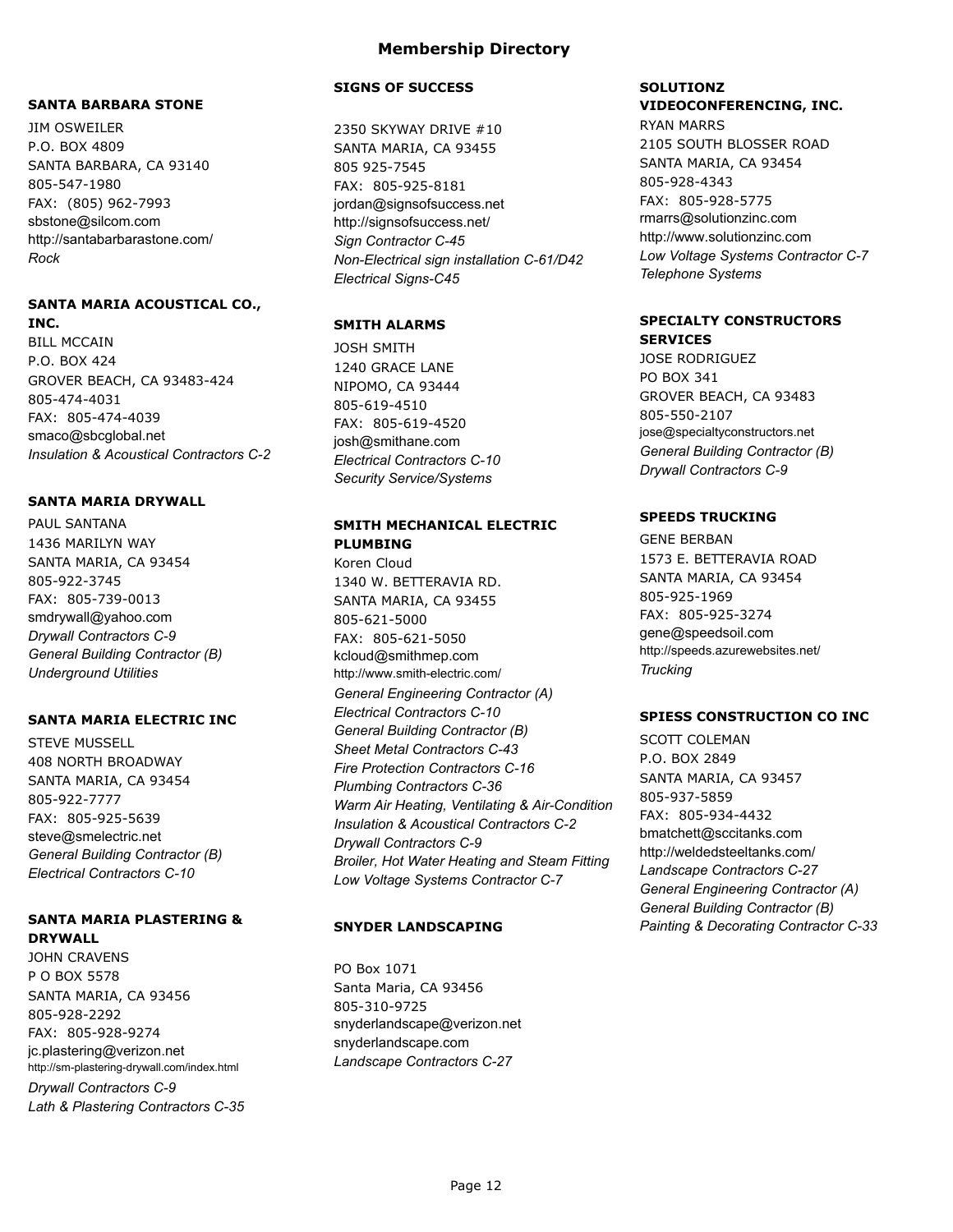# Membership Directory

**SANTA BARBARA STONE**

JIM OSWEILER
P.O. BOX 4809
SANTA BARBARA, CA 93140
805-547-1980
FAX: (805) 962-7993
sbstone@silcom.com
http://santabarbarastone.com/
*Rock*

**SANTA MARIA ACOUSTICAL CO., INC.**

BILL MCCAIN
P.O. BOX 424
GROVER BEACH, CA 93483-424
805-474-4031
FAX: 805-474-4039
smaco@sbcglobal.net
*Insulation & Acoustical Contractors C-2*

**SANTA MARIA DRYWALL**

PAUL SANTANA
1436 MARILYN WAY
SANTA MARIA, CA 93454
805-922-3745
FAX: 805-739-0013
smdrywall@yahoo.com
*Drywall Contractors C-9*
*General Building Contractor (B)*
*Underground Utilities*

**SANTA MARIA ELECTRIC INC**

STEVE MUSSELL
408 NORTH BROADWAY
SANTA MARIA, CA 93454
805-922-7777
FAX: 805-925-5639
steve@smelectric.net
*General Building Contractor (B)*
*Electrical Contractors C-10*

**SANTA MARIA PLASTERING & DRYWALL**

JOHN CRAVENS
P O BOX 5578
SANTA MARIA, CA 93456
805-928-2292
FAX: 805-928-9274
jc.plastering@verizon.net
http://sm-plastering-drywall.com/index.html
*Drywall Contractors C-9*
*Lath & Plastering Contractors C-35*

**SIGNS OF SUCCESS**

2350 SKYWAY DRIVE #10
SANTA MARIA, CA 93455
805 925-7545
FAX: 805-925-8181
jordan@signsofsuccess.net
http://signsofsuccess.net/
*Sign Contractor C-45*
*Non-Electrical sign installation C-61/D42*
*Electrical Signs-C45*

**SMITH ALARMS**

JOSH SMITH
1240 GRACE LANE
NIPOMO, CA 93444
805-619-4510
FAX: 805-619-4520
josh@smithane.com
*Electrical Contractors C-10*
*Security Service/Systems*

**SMITH MECHANICAL ELECTRIC PLUMBING**

Koren Cloud
1340 W. BETTERAVIA RD.
SANTA MARIA, CA 93455
805-621-5000
FAX: 805-621-5050
kcloud@smithmep.com
http://www.smith-electric.com/
*General Engineering Contractor (A)*
*Electrical Contractors C-10*
*General Building Contractor (B)*
*Sheet Metal Contractors C-43*
*Fire Protection Contractors C-16*
*Plumbing Contractors C-36*
*Warm Air Heating, Ventilating & Air-Condition*
*Insulation & Acoustical Contractors C-2*
*Drywall Contractors C-9*
*Broiler, Hot Water Heating and Steam Fitting*
*Low Voltage Systems Contractor C-7*

**SNYDER LANDSCAPING**

PO Box 1071
Santa Maria, CA 93456
805-310-9725
snyderlandscape@verizon.net
snyderlandscape.com
*Landscape Contractors C-27*

**SOLUTIONZ VIDEOCONFERENCING, INC.**

RYAN MARRS
2105 SOUTH BLOSSER ROAD
SANTA MARIA, CA 93454
805-928-4343
FAX: 805-928-5775
rmarrs@solutionzinc.com
http://www.solutionzinc.com
*Low Voltage Systems Contractor C-7*
*Telephone Systems*

**SPECIALTY CONSTRUCTORS SERVICES**

JOSE RODRIGUEZ
PO BOX 341
GROVER BEACH, CA 93483
805-550-2107
jose@specialtyconstructors.net
*General Building Contractor (B)*
*Drywall Contractors C-9*

**SPEEDS TRUCKING**

GENE BERBAN
1573 E. BETTERAVIA ROAD
SANTA MARIA, CA 93454
805-925-1969
FAX: 805-925-3274
gene@speedsoil.com
http://speeds.azurewebsites.net/
*Trucking*

**SPIESS CONSTRUCTION CO INC**

SCOTT COLEMAN
P.O. BOX 2849
SANTA MARIA, CA 93457
805-937-5859
FAX: 805-934-4432
bmatchett@sccitanks.com
http://weldedsteeltanks.com/
*Landscape Contractors C-27*
*General Engineering Contractor (A)*
*General Building Contractor (B)*
*Painting & Decorating Contractor C-33*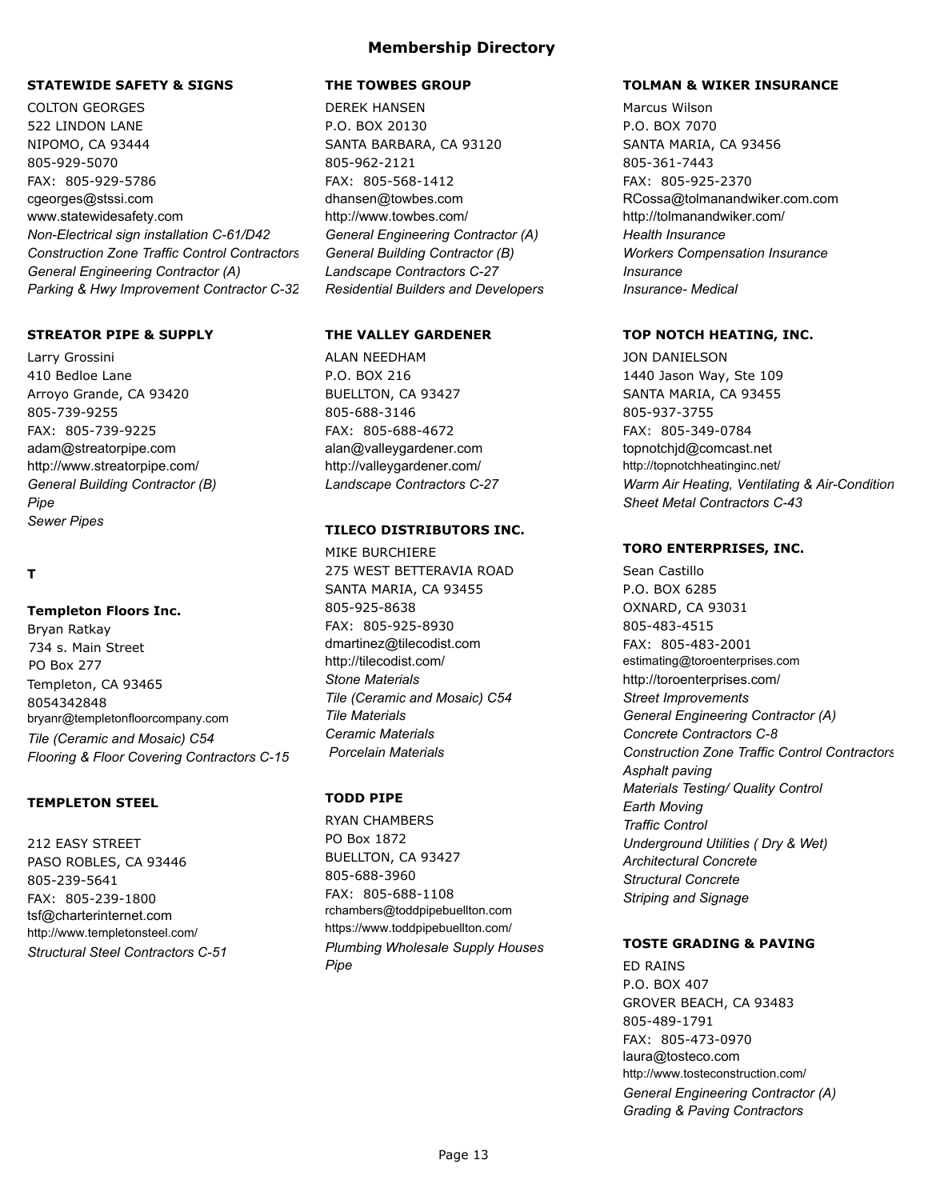# Membership Directory

### STATEWIDE SAFETY & SIGNS

COLTON GEORGES
522 LINDON LANE
NIPOMO, CA 93444
805-929-5070
FAX: 805-929-5786
cgeorges@stssi.com
www.statewidesafety.com
*Non-Electrical sign installation C-61/D42*
*Construction Zone Traffic Control Contractors*
*General Engineering Contractor (A)*
*Parking & Hwy Improvement Contractor C-32*

### STREATOR PIPE & SUPPLY

Larry Grossini
410 Bedloe Lane
Arroyo Grande, CA 93420
805-739-9255
FAX: 805-739-9225
adam@streatorpipe.com
http://www.streatorpipe.com/
*General Building Contractor (B)*
*Pipe*
*Sewer Pipes*

## T

### Templeton Floors Inc.

Bryan Ratkay
734 s. Main Street
PO Box 277
Templeton, CA 93465
8054342848
bryanr@templetonfloorcompany.com
*Tile (Ceramic and Mosaic) C54*
*Flooring & Floor Covering Contractors C-15*

### TEMPLETON STEEL

212 EASY STREET
PASO ROBLES, CA 93446
805-239-5641
FAX: 805-239-1800
tsf@charterinternet.com
http://www.templetonsteel.com/
*Structural Steel Contractors C-51*

### THE TOWBES GROUP

DEREK HANSEN
P.O. BOX 20130
SANTA BARBARA, CA 93120
805-962-2121
FAX: 805-568-1412
dhansen@towbes.com
http://www.towbes.com/
*General Engineering Contractor (A)*
*General Building Contractor (B)*
*Landscape Contractors C-27*
*Residential Builders and Developers*

### THE VALLEY GARDENER

ALAN NEEDHAM
P.O. BOX 216
BUELLTON, CA 93427
805-688-3146
FAX: 805-688-4672
alan@valleygardener.com
http://valleygardener.com/
*Landscape Contractors C-27*

### TILECO DISTRIBUTORS INC.

MIKE BURCHIERE
275 WEST BETTERAVIA ROAD
SANTA MARIA, CA 93455
805-925-8638
FAX: 805-925-8930
dmartinez@tilecodist.com
http://tilecodist.com/
*Stone Materials*
*Tile (Ceramic and Mosaic) C54*
*Tile Materials*
*Ceramic Materials*
*Porcelain Materials*

### TODD PIPE

RYAN CHAMBERS
PO Box 1872
BUELLTON, CA 93427
805-688-3960
FAX: 805-688-1108
rchambers@toddpipebuellton.com
https://www.toddpipebuellton.com/
*Plumbing Wholesale Supply Houses*
*Pipe*

### TOLMAN & WIKER INSURANCE

Marcus Wilson
P.O. BOX 7070
SANTA MARIA, CA 93456
805-361-7443
FAX: 805-925-2370
RCossa@tolmanandwiker.com.com
http://tolmanandwiker.com/
*Health Insurance*
*Workers Compensation Insurance*
*Insurance*
*Insurance- Medical*

### TOP NOTCH HEATING, INC.

JON DANIELSON
1440 Jason Way, Ste 109
SANTA MARIA, CA 93455
805-937-3755
FAX: 805-349-0784
topnotchjd@comcast.net
http://topnotchheatinginc.net/
*Warm Air Heating, Ventilating & Air-Condition*
*Sheet Metal Contractors C-43*

### TORO ENTERPRISES, INC.

Sean Castillo
P.O. BOX 6285
OXNARD, CA 93031
805-483-4515
FAX: 805-483-2001
estimating@toroenterprises.com
http://toroenterprises.com/
*Street Improvements*
*General Engineering Contractor (A)*
*Concrete Contractors C-8*
*Construction Zone Traffic Control Contractors*
*Asphalt paving*
*Materials Testing/ Quality Control*
*Earth Moving*
*Traffic Control*
*Underground Utilities ( Dry & Wet)*
*Architectural Concrete*
*Structural Concrete*
*Striping and Signage*

### TOSTE GRADING & PAVING

ED RAINS
P.O. BOX 407
GROVER BEACH, CA 93483
805-489-1791
FAX: 805-473-0970
laura@tosteco.com
http://www.tosteconstruction.com/
*General Engineering Contractor (A)*
*Grading & Paving Contractors*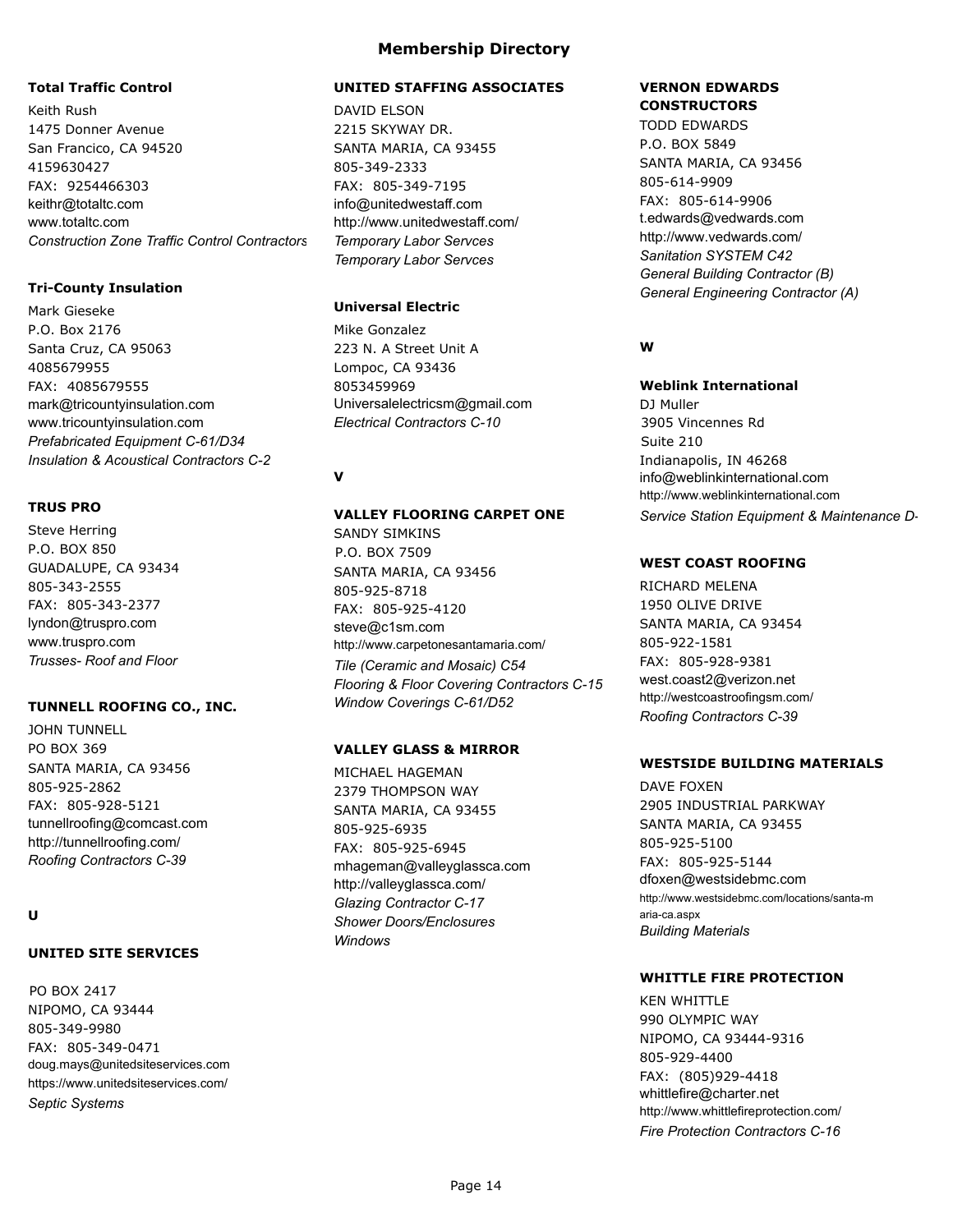# Membership Directory

### Total Traffic Control

Keith Rush
1475 Donner Avenue
San Francico, CA 94520
4159630427
FAX: 9254466303
keithr@totaltc.com
www.totaltc.com
*Construction Zone Traffic Control Contractors*

### Tri-County Insulation

Mark Gieseke
P.O. Box 2176
Santa Cruz, CA 95063
4085679955
FAX: 4085679555
mark@tricountyinsulation.com
www.tricountyinsulation.com
*Prefabricated Equipment C-61/D34*
*Insulation & Acoustical Contractors C-2*

### TRUS PRO

Steve Herring
P.O. BOX 850
GUADALUPE, CA 93434
805-343-2555
FAX: 805-343-2377
lyndon@truspro.com
www.truspro.com
*Trusses- Roof and Floor*

### TUNNELL ROOFING CO., INC.

JOHN TUNNELL
PO BOX 369
SANTA MARIA, CA 93456
805-925-2862
FAX: 805-928-5121
tunnellroofing@comcast.com
http://tunnellroofing.com/
*Roofing Contractors C-39*

## U

### UNITED SITE SERVICES

PO BOX 2417
NIPOMO, CA 93444
805-349-9980
FAX: 805-349-0471
doug.mays@unitedsiteservices.com
https://www.unitedsiteservices.com/
*Septic Systems*

### UNITED STAFFING ASSOCIATES

DAVID ELSON
2215 SKYWAY DR.
SANTA MARIA, CA 93455
805-349-2333
FAX: 805-349-7195
info@unitedwestaff.com
http://www.unitedwestaff.com/
*Temporary Labor Servces*
*Temporary Labor Servces*

### Universal Electric

Mike Gonzalez
223 N. A Street Unit A
Lompoc, CA 93436
8053459969
Universalelectricsm@gmail.com
*Electrical Contractors C-10*

## V

### VALLEY FLOORING CARPET ONE

SANDY SIMKINS
P.O. BOX 7509
SANTA MARIA, CA 93456
805-925-8718
FAX: 805-925-4120
steve@c1sm.com
http://www.carpetonesantamaria.com/
*Tile (Ceramic and Mosaic) C54*
*Flooring & Floor Covering Contractors C-15*
*Window Coverings C-61/D52*

### VALLEY GLASS & MIRROR

MICHAEL HAGEMAN
2379 THOMPSON WAY
SANTA MARIA, CA 93455
805-925-6935
FAX: 805-925-6945
mhageman@valleyglassca.com
http://valleyglassca.com/
*Glazing Contractor C-17*
*Shower Doors/Enclosures*
*Windows*

### VERNON EDWARDS CONSTRUCTORS

TODD EDWARDS
P.O. BOX 5849
SANTA MARIA, CA 93456
805-614-9909
FAX: 805-614-9906
t.edwards@vedwards.com
http://www.vedwards.com/
*Sanitation SYSTEM C42*
*General Building Contractor (B)*
*General Engineering Contractor (A)*

## W

### Weblink International

DJ Muller
3905 Vincennes Rd
Suite 210
Indianapolis, IN 46268
info@weblinkinternational.com
http://www.weblinkinternational.com
*Service Station Equipment & Maintenance D-*

### WEST COAST ROOFING

RICHARD MELENA
1950 OLIVE DRIVE
SANTA MARIA, CA 93454
805-922-1581
FAX: 805-928-9381
west.coast2@verizon.net
http://westcoastroofingsm.com/
*Roofing Contractors C-39*

### WESTSIDE BUILDING MATERIALS

DAVE FOXEN
2905 INDUSTRIAL PARKWAY
SANTA MARIA, CA 93455
805-925-5100
FAX: 805-925-5144
dfoxen@westsidebmc.com
http://www.westsidebmc.com/locations/santa-maria-ca.aspx
*Building Materials*

### WHITTLE FIRE PROTECTION

KEN WHITTLE
990 OLYMPIC WAY
NIPOMO, CA 93444-9316
805-929-4400
FAX: (805)929-4418
whittlefire@charter.net
http://www.whittlefireprotection.com/
*Fire Protection Contractors C-16*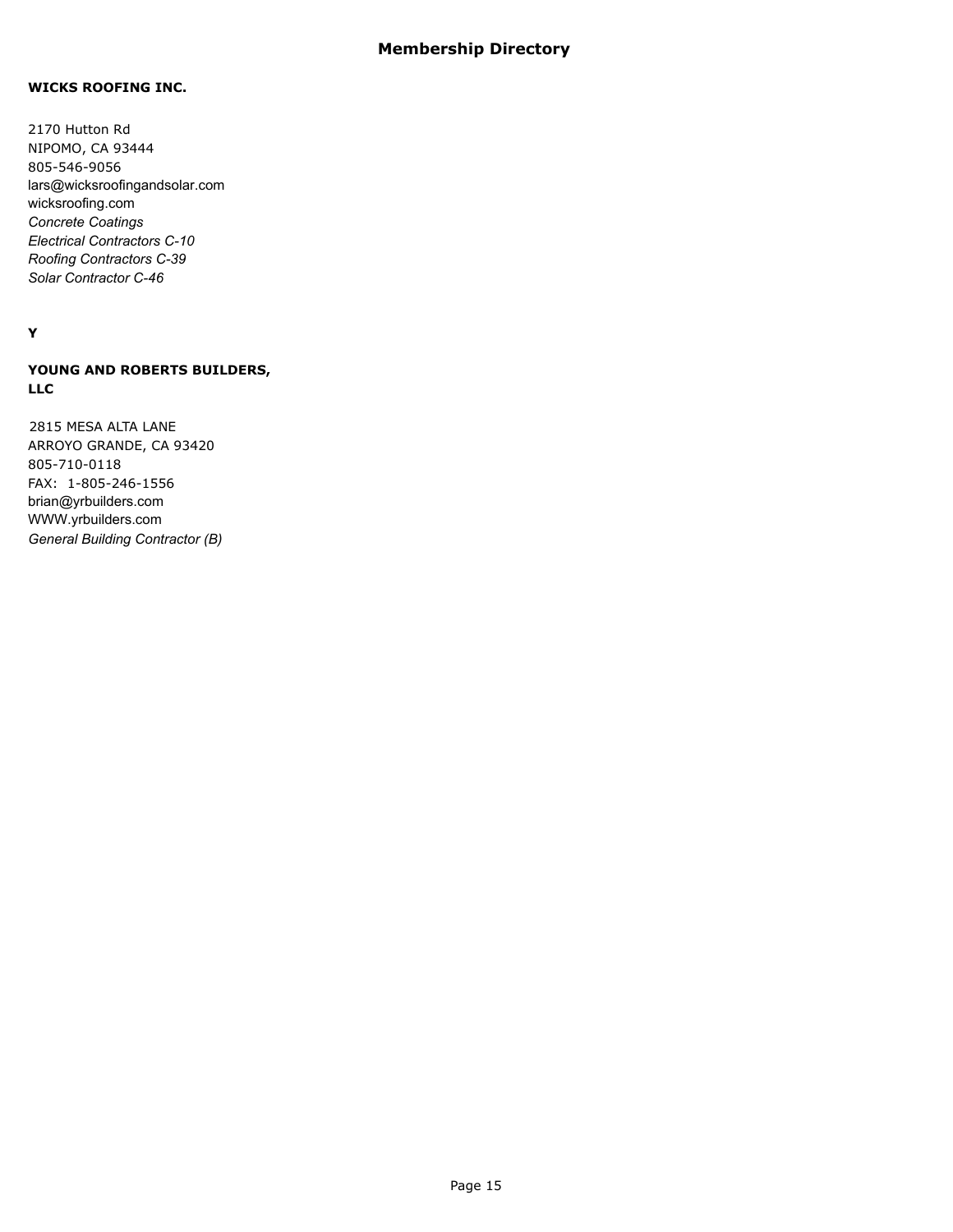**WICKS ROOFING INC.**

2170 Hutton Rd
NIPOMO, CA 93444
805-546-9056
lars@wicksroofingandsolar.com
wicksroofing.com
*Concrete Coatings*
*Electrical Contractors C-10*
*Roofing Contractors C-39*
*Solar Contractor C-46*

**Y**

**YOUNG AND ROBERTS BUILDERS, LLC**

2815 MESA ALTA LANE
ARROYO GRANDE, CA 93420
805-710-0118
FAX: 1-805-246-1556
brian@yrbuilders.com
WWW.yrbuilders.com
*General Building Contractor (B)*